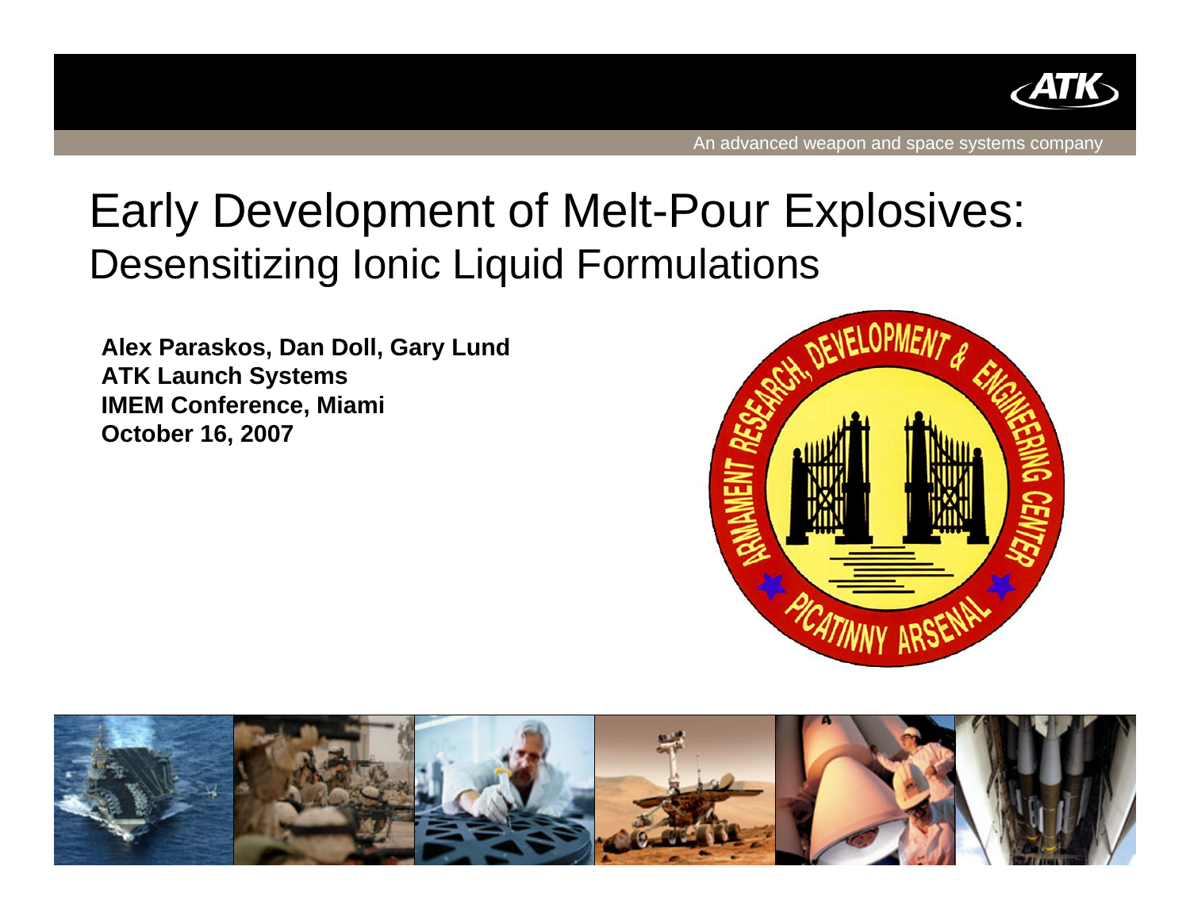# Early Development of Melt-Pour Explosives:

## Desensitizing Ionic Liquid Formulations

**Alex Paraskos, Dan Doll, Gary Lund**
**ATK Launch Systems**
**IMEM Conference, Miami**
**October 16, 2007**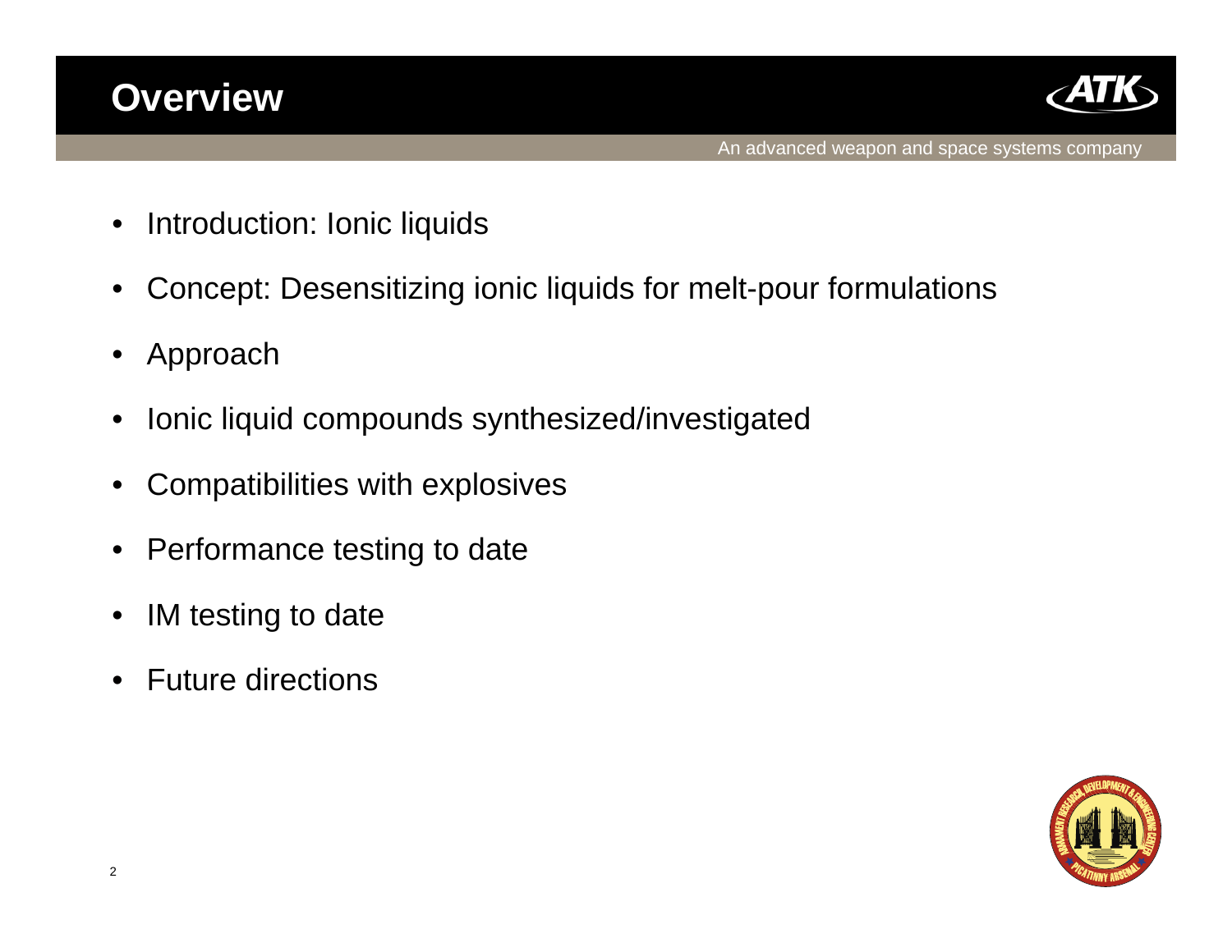# Overview

- Introduction: Ionic liquids
- Concept: Desensitizing ionic liquids for melt-pour formulations
- Approach
- Ionic liquid compounds synthesized/investigated
- Compatibilities with explosives
- Performance testing to date
- IM testing to date
- Future directions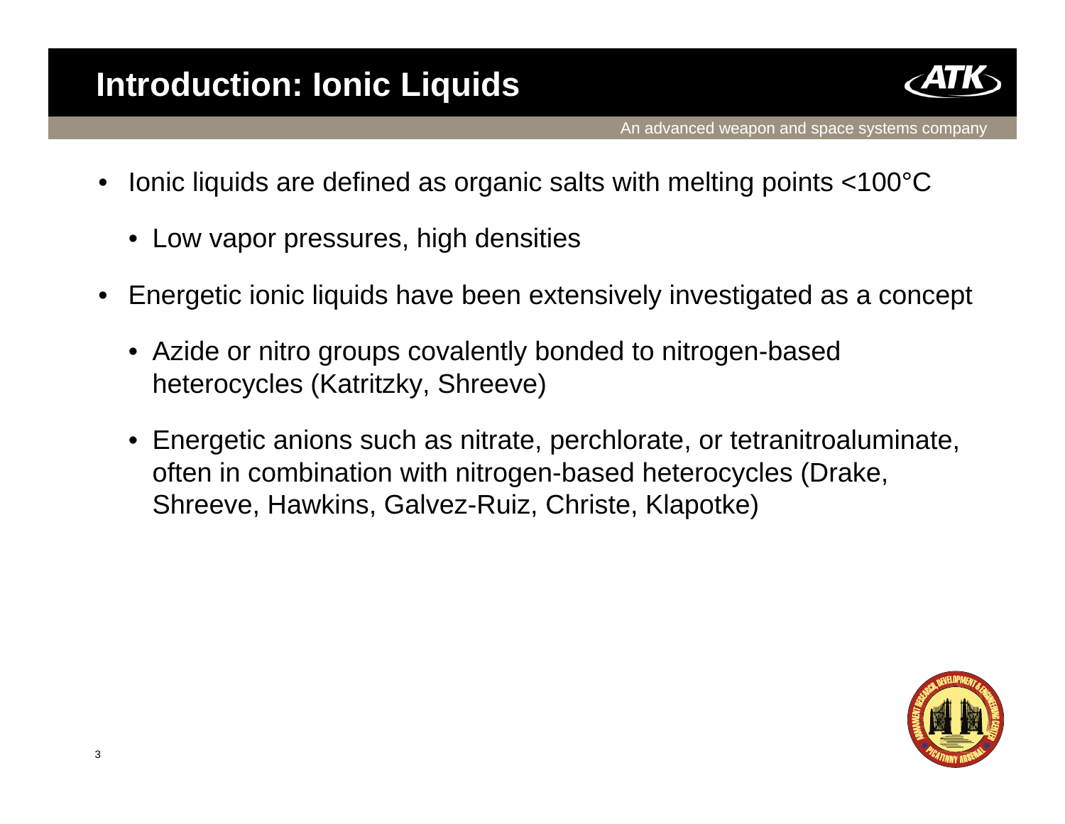# Introduction: Ionic Liquids

- Ionic liquids are defined as organic salts with melting points <100°C
  - Low vapor pressures, high densities
- Energetic ionic liquids have been extensively investigated as a concept
  - Azide or nitro groups covalently bonded to nitrogen-based heterocycles (Katritzky, Shreeve)
  - Energetic anions such as nitrate, perchlorate, or tetranitroaluminate, often in combination with nitrogen-based heterocycles (Drake, Shreeve, Hawkins, Galvez-Ruiz, Christe, Klapotke)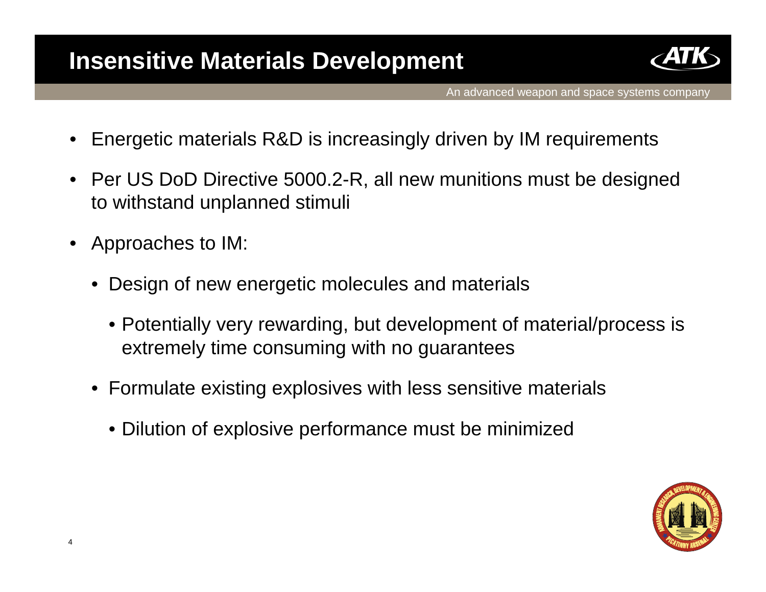# Insensitive Materials Development

- Energetic materials R&D is increasingly driven by IM requirements
- Per US DoD Directive 5000.2-R, all new munitions must be designed to withstand unplanned stimuli
- Approaches to IM:
  - Design of new energetic molecules and materials
    - Potentially very rewarding, but development of material/process is extremely time consuming with no guarantees
  - Formulate existing explosives with less sensitive materials
    - Dilution of explosive performance must be minimized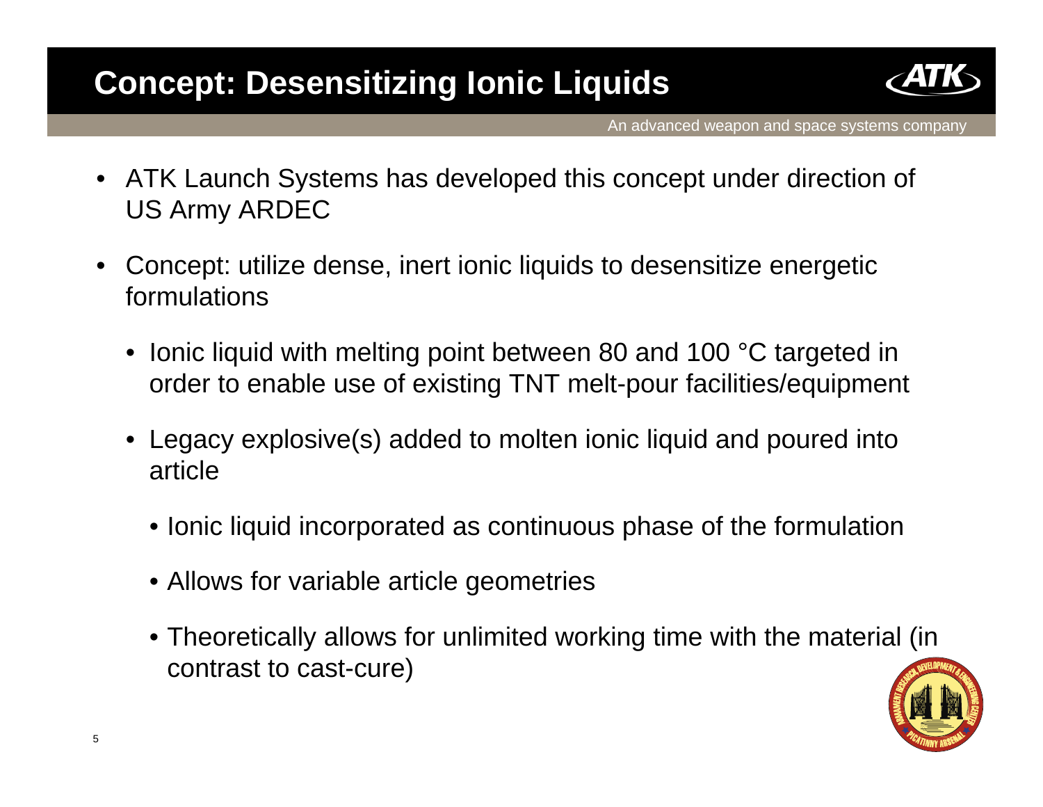# Concept: Desensitizing Ionic Liquids

- ATK Launch Systems has developed this concept under direction of US Army ARDEC
- Concept: utilize dense, inert ionic liquids to desensitize energetic formulations
  - Ionic liquid with melting point between 80 and 100 °C targeted in order to enable use of existing TNT melt-pour facilities/equipment
  - Legacy explosive(s) added to molten ionic liquid and poured into article
    - Ionic liquid incorporated as continuous phase of the formulation
    - Allows for variable article geometries
    - Theoretically allows for unlimited working time with the material (in contrast to cast-cure)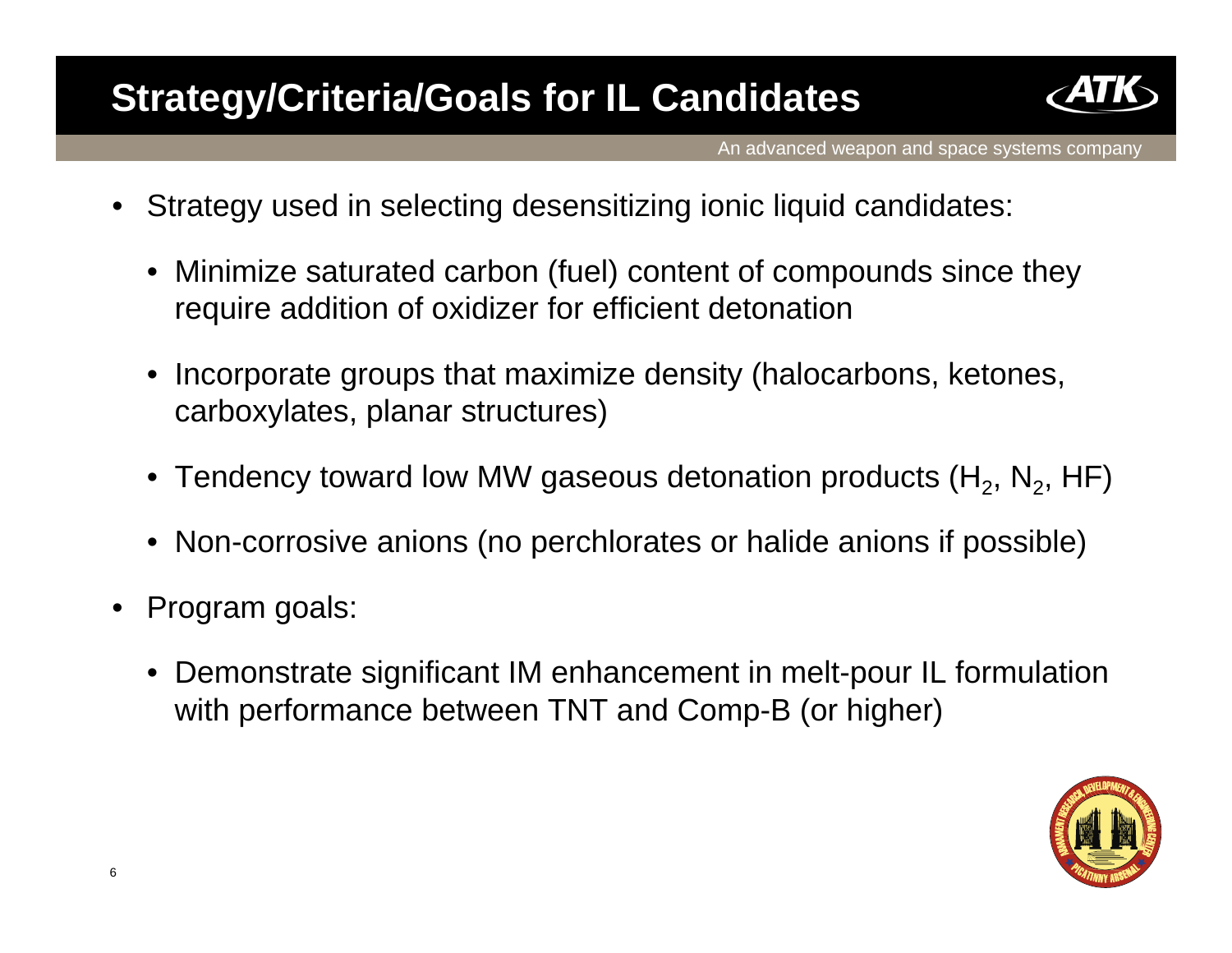# Strategy/Criteria/Goals for IL Candidates

- Strategy used in selecting desensitizing ionic liquid candidates:
  - Minimize saturated carbon (fuel) content of compounds since they require addition of oxidizer for efficient detonation
  - Incorporate groups that maximize density (halocarbons, ketones, carboxylates, planar structures)
  - Tendency toward low MW gaseous detonation products ($H_2$, $N_2$, HF)
  - Non-corrosive anions (no perchlorates or halide anions if possible)
- Program goals:
  - Demonstrate significant IM enhancement in melt-pour IL formulation with performance between TNT and Comp-B (or higher)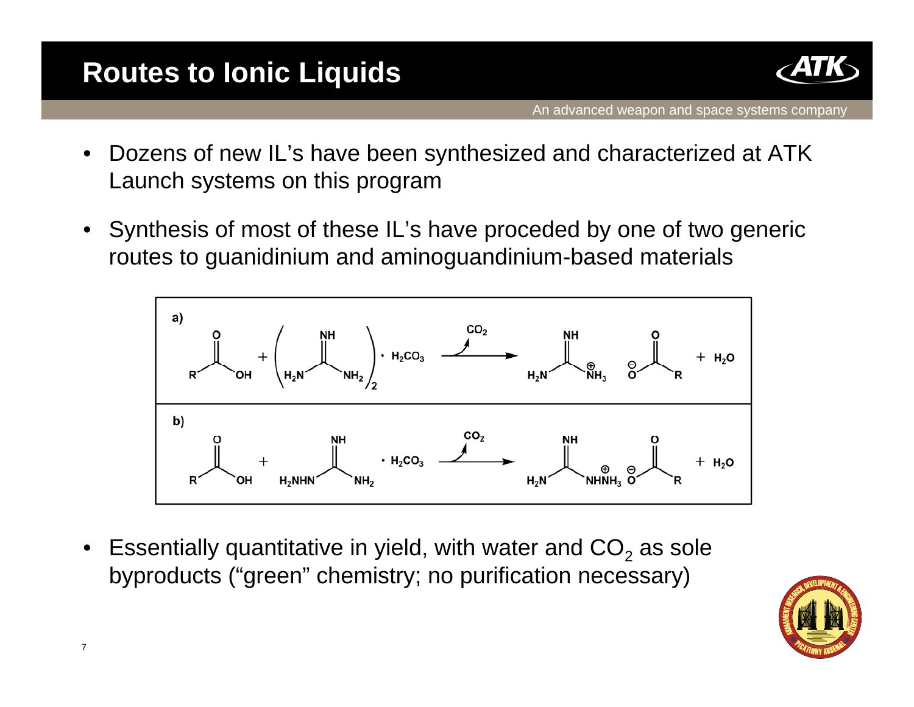# Routes to Ionic Liquids

- Dozens of new IL's have been synthesized and characterized at ATK Launch systems on this program
- Synthesis of most of these IL's have proceeded by one of two generic routes to guanidinium and aminoguandinium-based materials

**a)** $RCOOH + (H_2N\text{–}C(=NH)\text{–}NH_2)_2 \cdot H_2CO_3 \xrightarrow{-CO_2} H_2N\text{–}C(=NH)\text{–}NH_3^{\oplus}\ \ ^{\ominus}O\text{–}C(=O)\text{–}R + H_2O$

**b)** $RCOOH + H_2NHN\text{–}C(=NH)\text{–}NH_2 \cdot H_2CO_3 \xrightarrow{-CO_2} H_2N\text{–}C(=NH)\text{–}NHNH_3^{\oplus}\ \ ^{\ominus}O\text{–}C(=O)\text{–}R + H_2O$

- Essentially quantitative in yield, with water and $CO_2$ as sole byproducts ("green" chemistry; no purification necessary)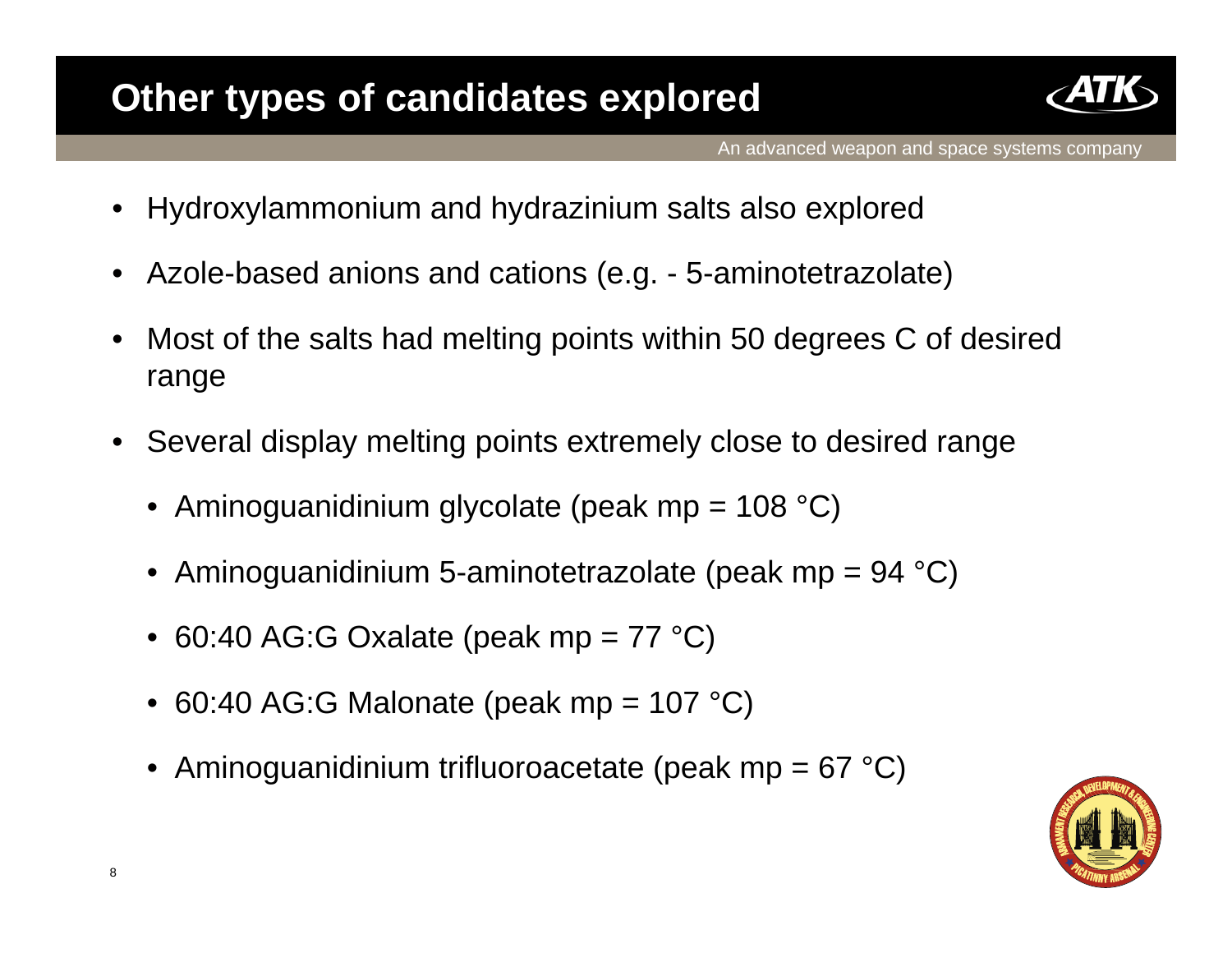# Other types of candidates explored

- Hydroxylammonium and hydrazinium salts also explored
- Azole-based anions and cations (e.g. - 5-aminotetrazolate)
- Most of the salts had melting points within 50 degrees C of desired range
- Several display melting points extremely close to desired range
  - Aminoguanidinium glycolate (peak mp = 108 °C)
  - Aminoguanidinium 5-aminotetrazolate (peak mp = 94 °C)
  - 60:40 AG:G Oxalate (peak mp = 77 °C)
  - 60:40 AG:G Malonate (peak mp = 107 °C)
  - Aminoguanidinium trifluoroacetate (peak mp = 67 °C)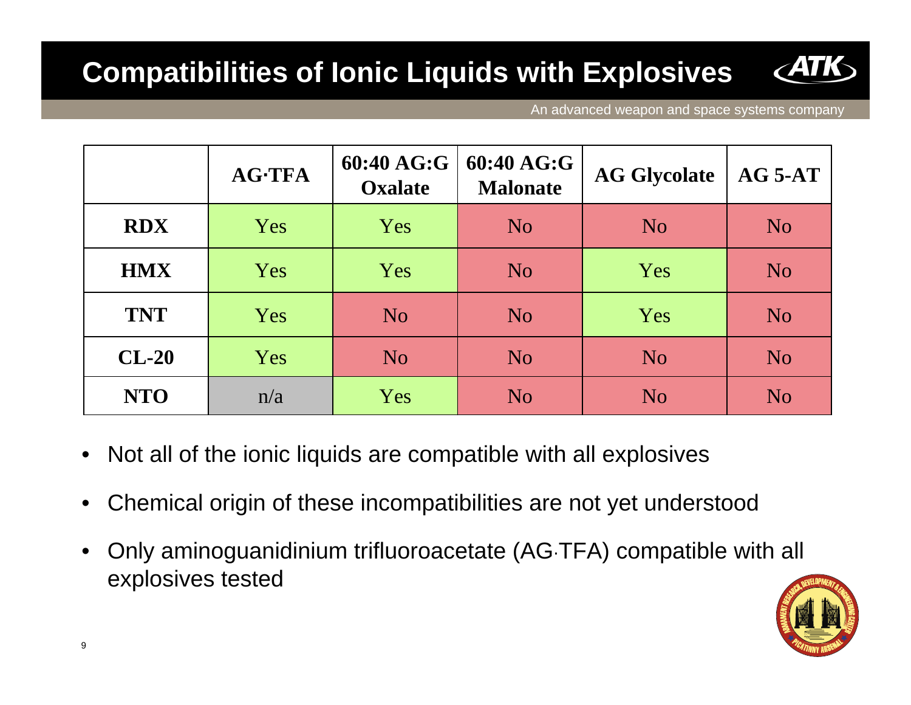# Compatibilities of Ionic Liquids with Explosives

An advanced weapon and space systems company

| | AG·TFA | 60:40 AG:G Oxalate | 60:40 AG:G Malonate | AG Glycolate | AG 5-AT |
|---|---|---|---|---|---|
| **RDX** | Yes | Yes | No | No | No |
| **HMX** | Yes | Yes | No | Yes | No |
| **TNT** | Yes | No | No | Yes | No |
| **CL-20** | Yes | No | No | No | No |
| **NTO** | n/a | Yes | No | No | No |

- Not all of the ionic liquids are compatible with all explosives
- Chemical origin of these incompatibilities are not yet understood
- Only aminoguanidinium trifluoroacetate (AG·TFA) compatible with all explosives tested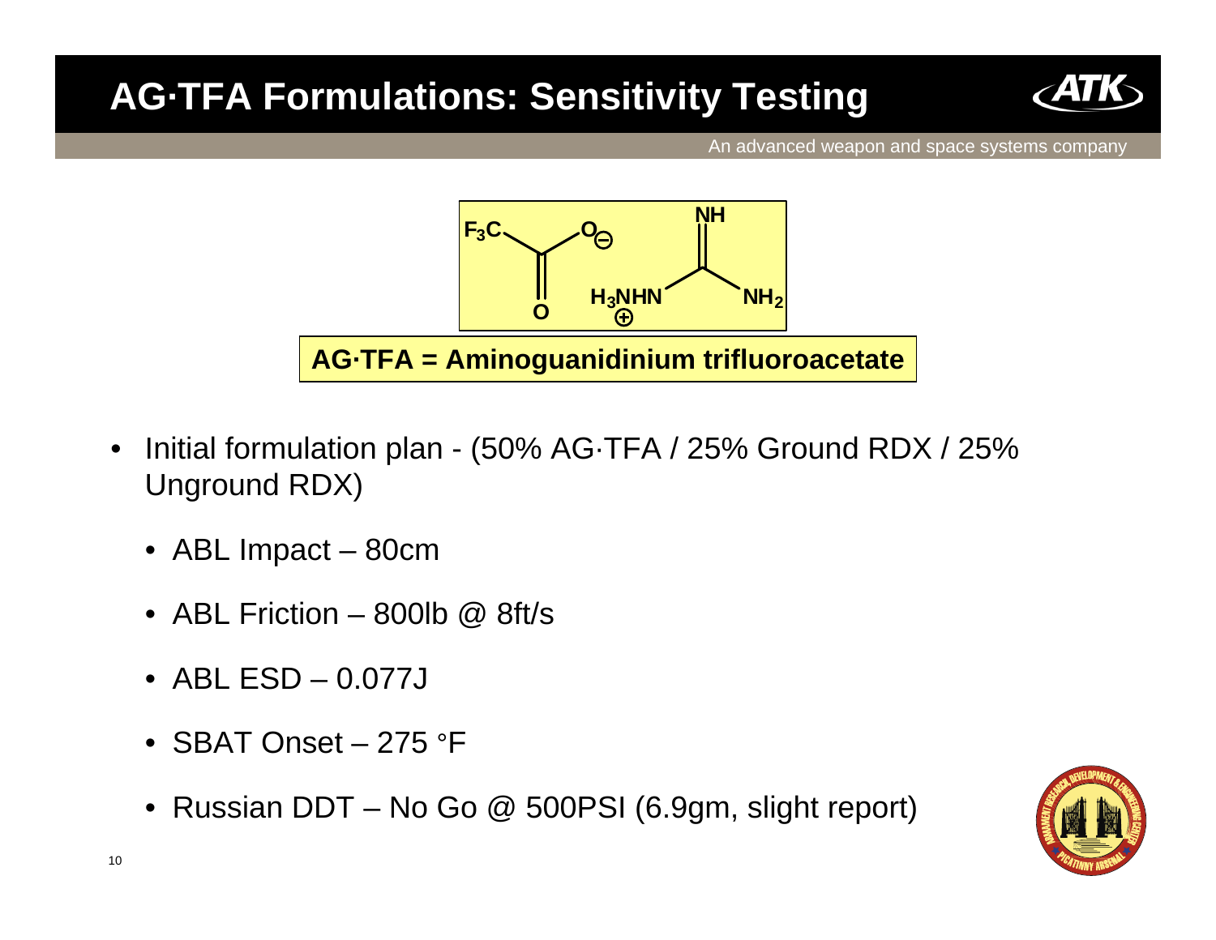# AG·TFA Formulations: Sensitivity Testing

An advanced weapon and space systems company

$F_3C$ $O^{\ominus}$ O $H_3NHN^{\oplus}$ NH $NH_2$

**AG·TFA = Aminoguanidinium trifluoroacetate**

- Initial formulation plan - (50% AG·TFA / 25% Ground RDX / 25% Unground RDX)
  - ABL Impact – 80cm
  - ABL Friction – 800lb @ 8ft/s
  - ABL ESD – 0.077J
  - SBAT Onset – 275 °F
  - Russian DDT – No Go @ 500PSI (6.9gm, slight report)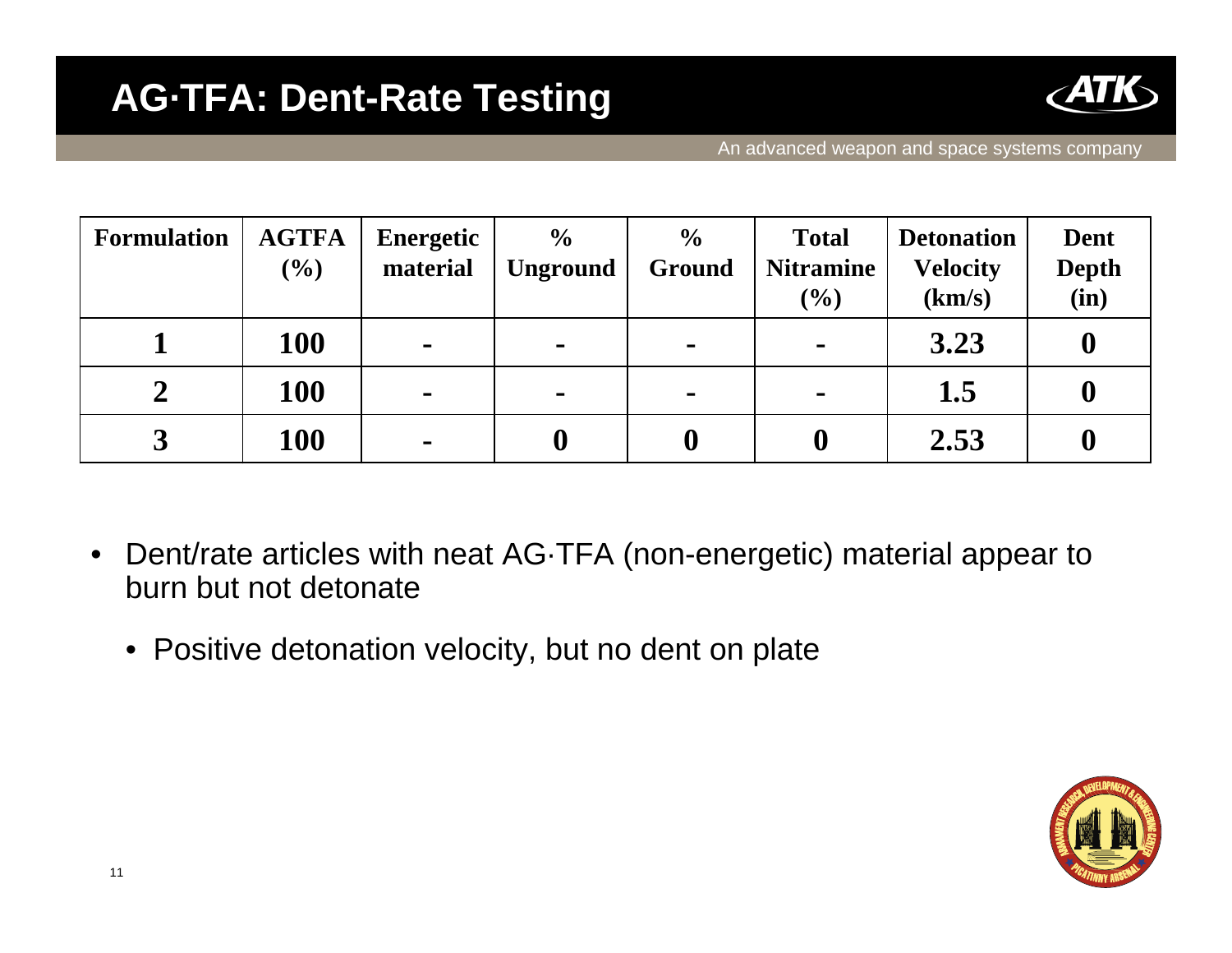# AG·TFA: Dent-Rate Testing

An advanced weapon and space systems company

| Formulation | AGTFA (%) | Energetic material | % Unground | % Ground | Total Nitramine (%) | Detonation Velocity (km/s) | Dent Depth (in) |
|---|---|---|---|---|---|---|---|
| 1 | 100 | - | - | - | - | 3.23 | 0 |
| 2 | 100 | - | - | - | - | 1.5 | 0 |
| 3 | 100 | - | 0 | 0 | 0 | 2.53 | 0 |

- Dent/rate articles with neat AG·TFA (non-energetic) material appear to burn but not detonate
  - Positive detonation velocity, but no dent on plate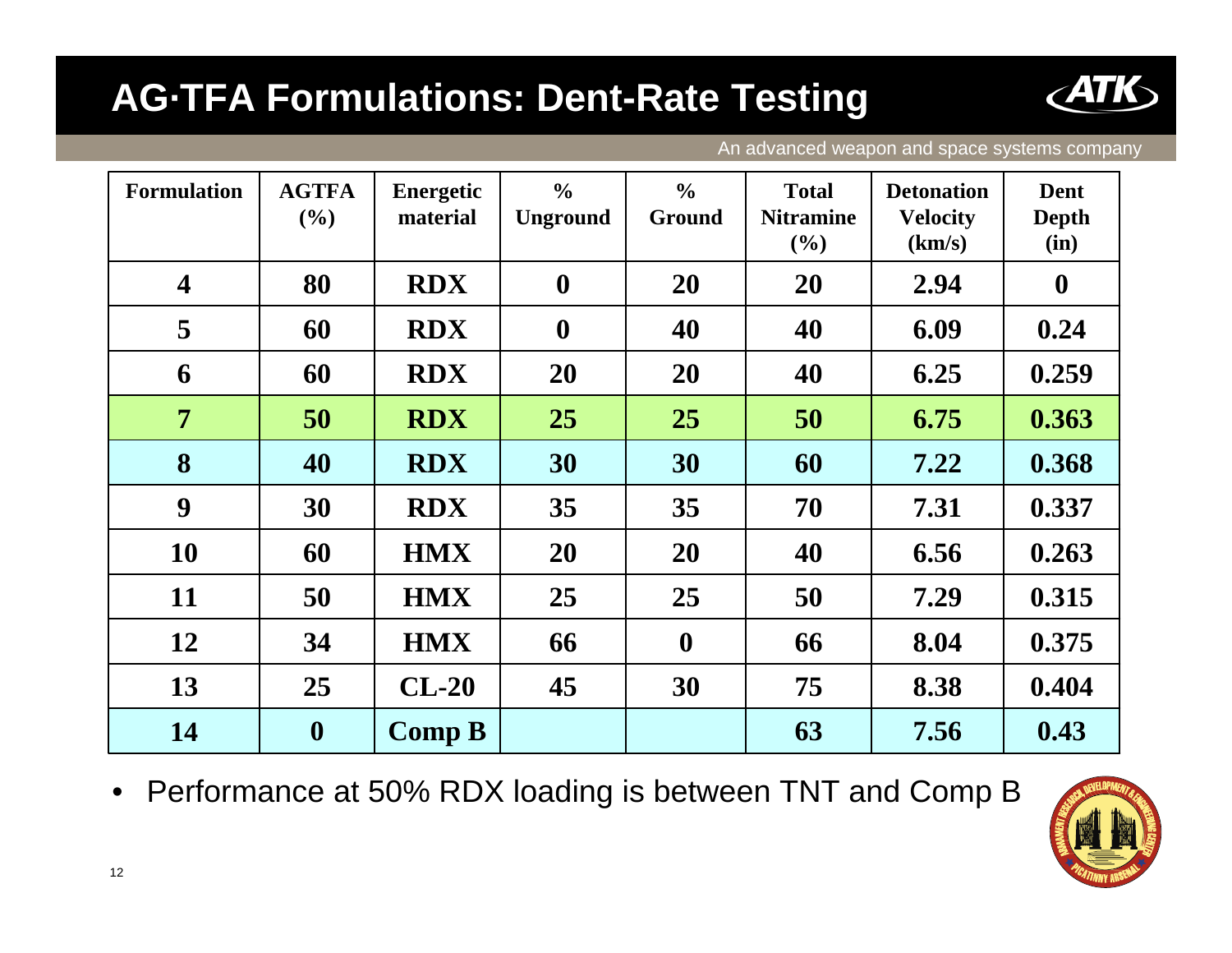# AG·TFA Formulations: Dent-Rate Testing

| Formulation | AGTFA (%) | Energetic material | % Unground | % Ground | Total Nitramine (%) | Detonation Velocity (km/s) | Dent Depth (in) |
|---|---|---|---|---|---|---|---|
| 4 | 80 | RDX | 0 | 20 | 20 | 2.94 | 0 |
| 5 | 60 | RDX | 0 | 40 | 40 | 6.09 | 0.24 |
| 6 | 60 | RDX | 20 | 20 | 40 | 6.25 | 0.259 |
| 7 | 50 | RDX | 25 | 25 | 50 | 6.75 | 0.363 |
| 8 | 40 | RDX | 30 | 30 | 60 | 7.22 | 0.368 |
| 9 | 30 | RDX | 35 | 35 | 70 | 7.31 | 0.337 |
| 10 | 60 | HMX | 20 | 20 | 40 | 6.56 | 0.263 |
| 11 | 50 | HMX | 25 | 25 | 50 | 7.29 | 0.315 |
| 12 | 34 | HMX | 66 | 0 | 66 | 8.04 | 0.375 |
| 13 | 25 | CL-20 | 45 | 30 | 75 | 8.38 | 0.404 |
| 14 | 0 | Comp B | | | 63 | 7.56 | 0.43 |

- Performance at 50% RDX loading is between TNT and Comp B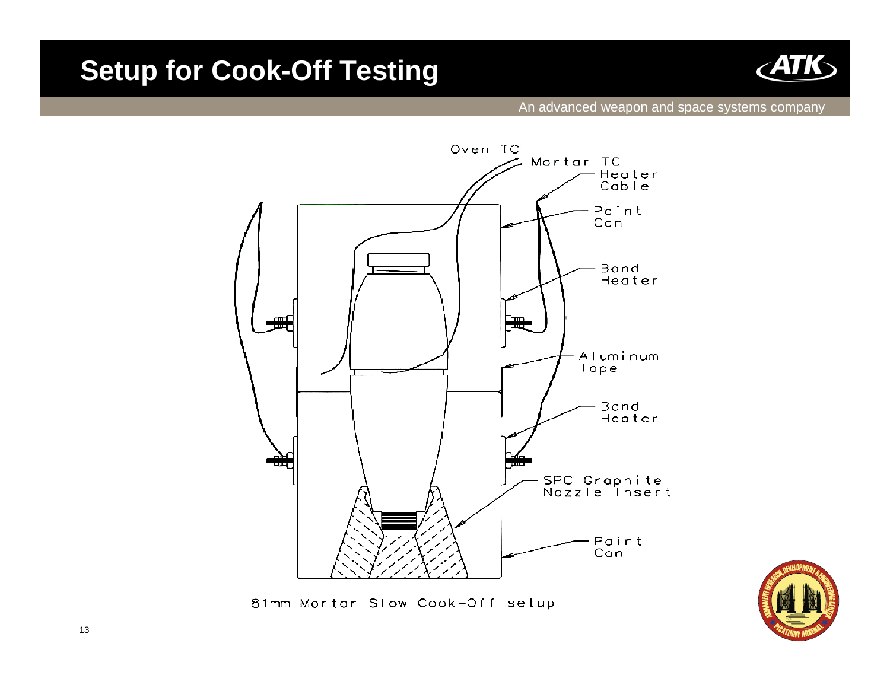# Setup for Cook-Off Testing

An advanced weapon and space systems company

Oven TC

Mortar TC

Heater Cable

Paint Can

Band Heater

Aluminum Tape

Band Heater

SPC Graphite Nozzle Insert

Paint Can

81mm Mortar Slow Cook-Off setup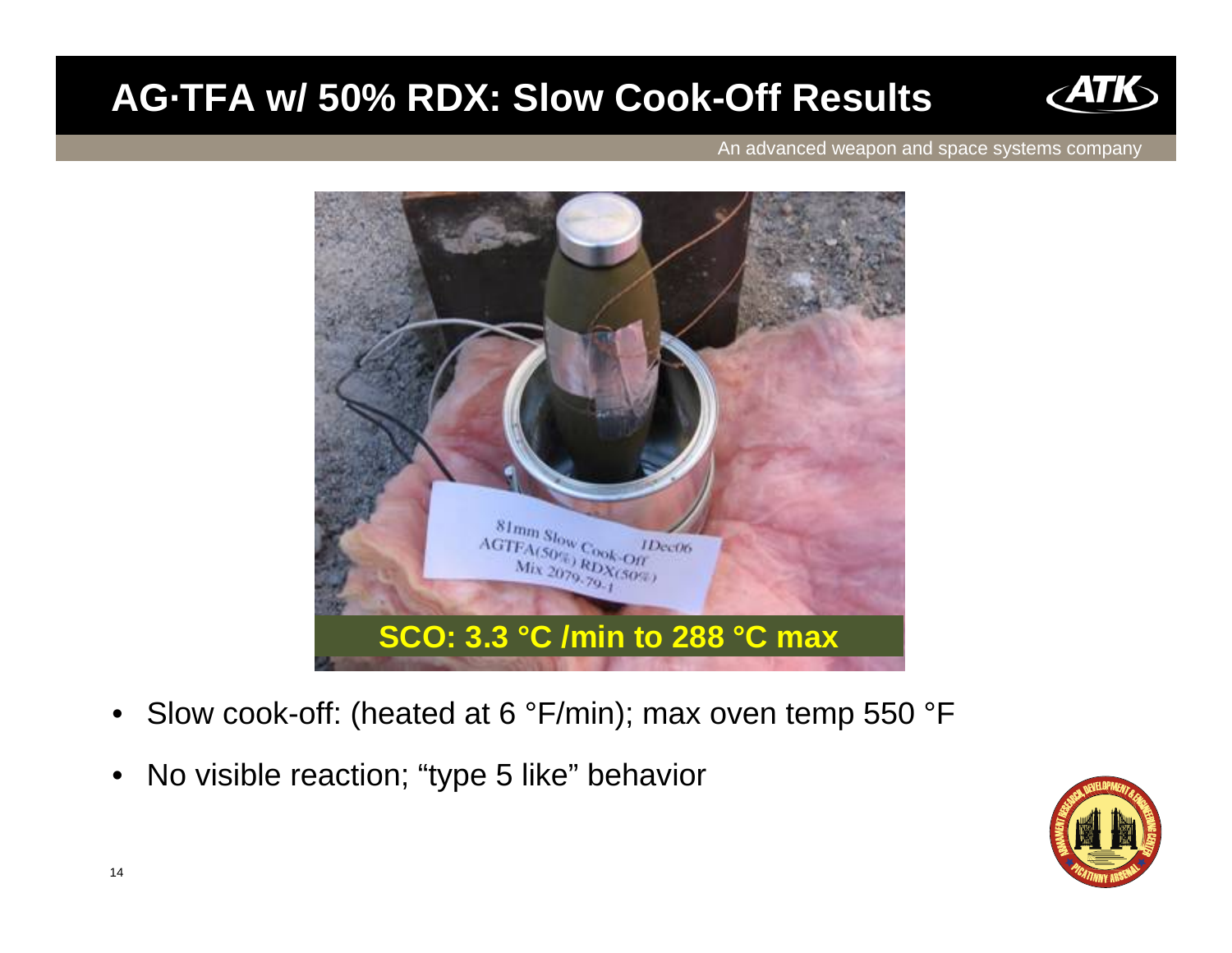# AG·TFA w/ 50% RDX: Slow Cook-Off Results

An advanced weapon and space systems company

**SCO: 3.3 °C /min to 288 °C max**

- Slow cook-off: (heated at 6 °F/min); max oven temp 550 °F
- No visible reaction; "type 5 like" behavior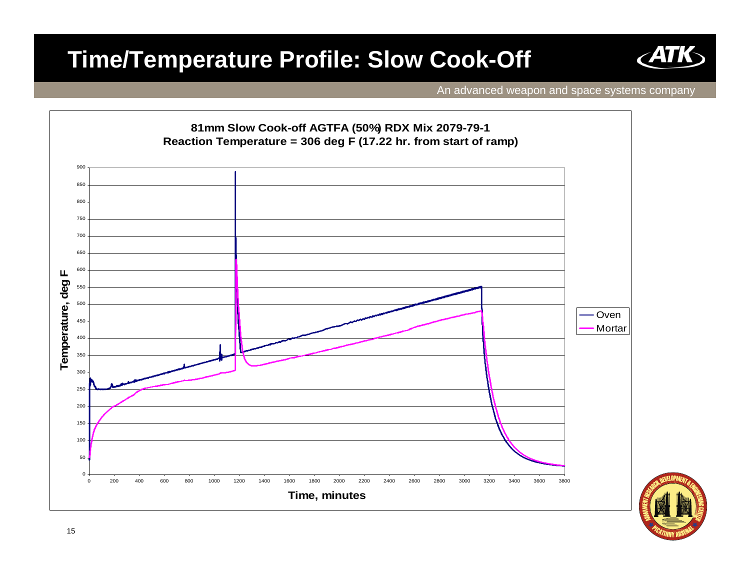# Time/Temperature Profile: Slow Cook-Off

An advanced weapon and space systems company

**81mm Slow Cook-off AGTFA (50%) RDX Mix 2079-79-1**
**Reaction Temperature = 306 deg F (17.22 hr. from start of ramp)**

Temperature, deg F (y-axis, 0–900); Time, minutes (x-axis, 0–3800)

Legend: Oven, Mortar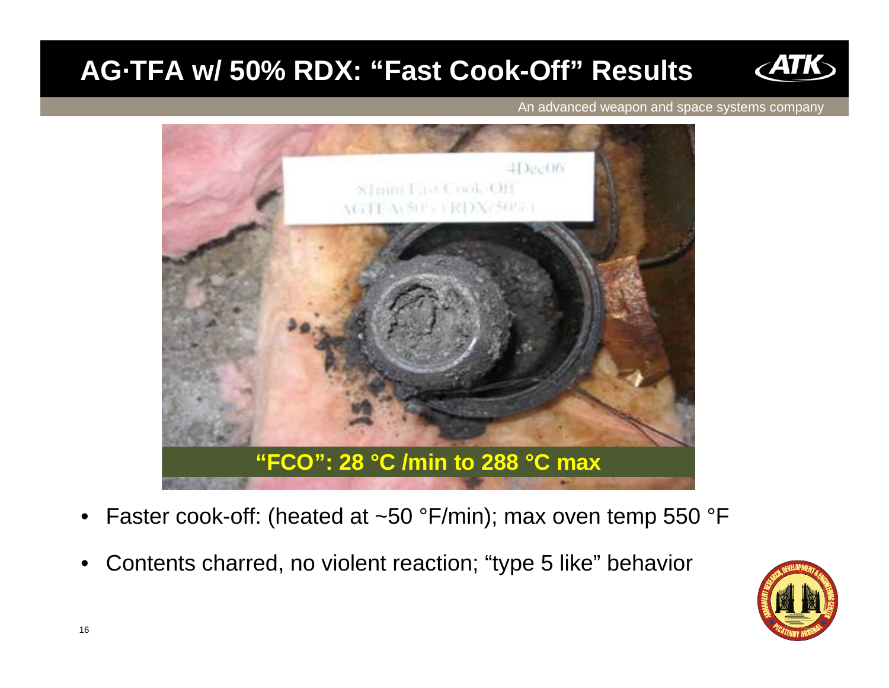# AG·TFA w/ 50% RDX: "Fast Cook-Off" Results

**"FCO": 28 °C /min to 288 °C max**

- Faster cook-off: (heated at ~50 °F/min); max oven temp 550 °F
- Contents charred, no violent reaction; "type 5 like" behavior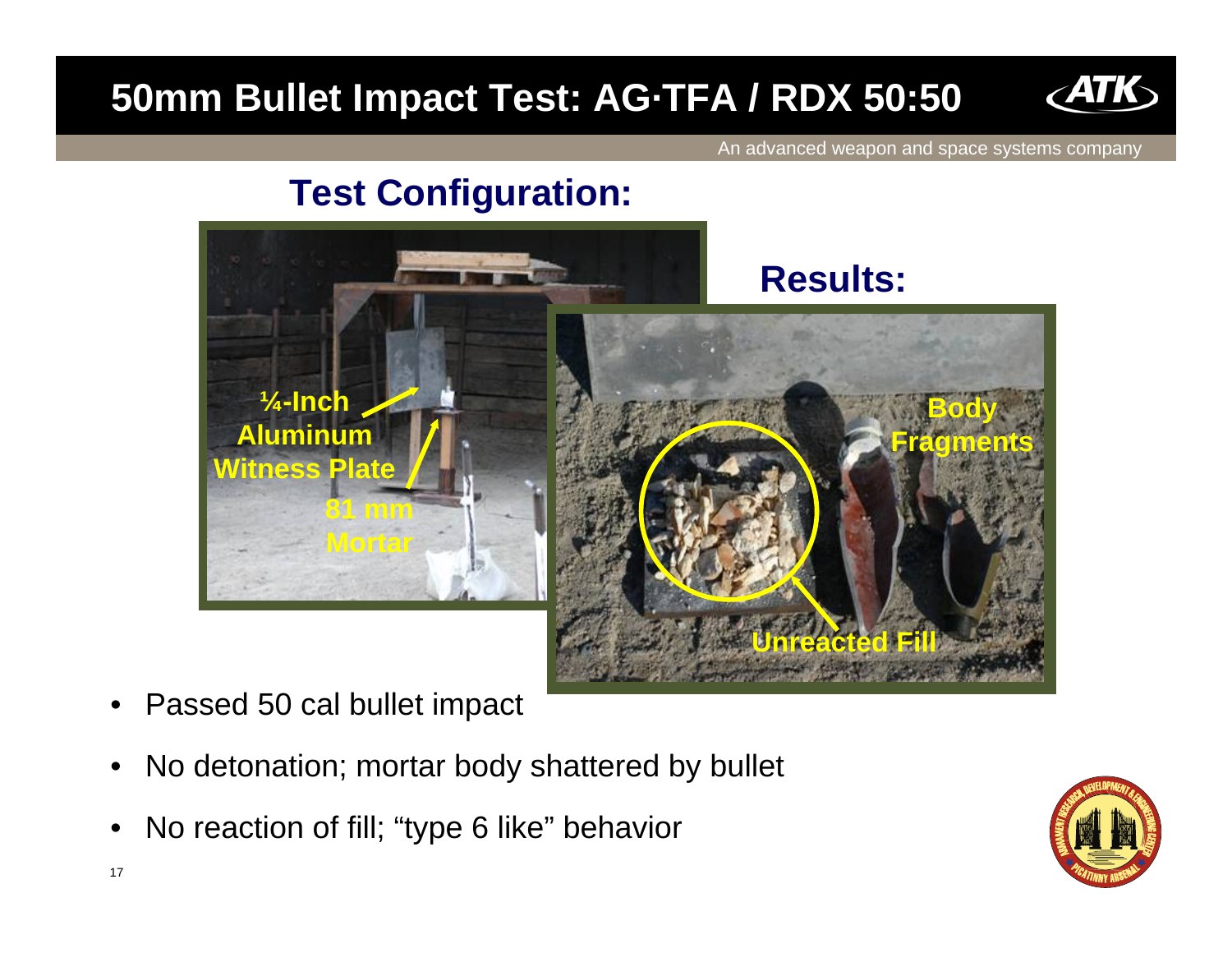# 50mm Bullet Impact Test: AG·TFA / RDX 50:50

## Test Configuration:

¼-Inch Aluminum Witness Plate

81 mm Mortar

## Results:

Body Fragments

Unreacted Fill

- Passed 50 cal bullet impact
- No detonation; mortar body shattered by bullet
- No reaction of fill; "type 6 like" behavior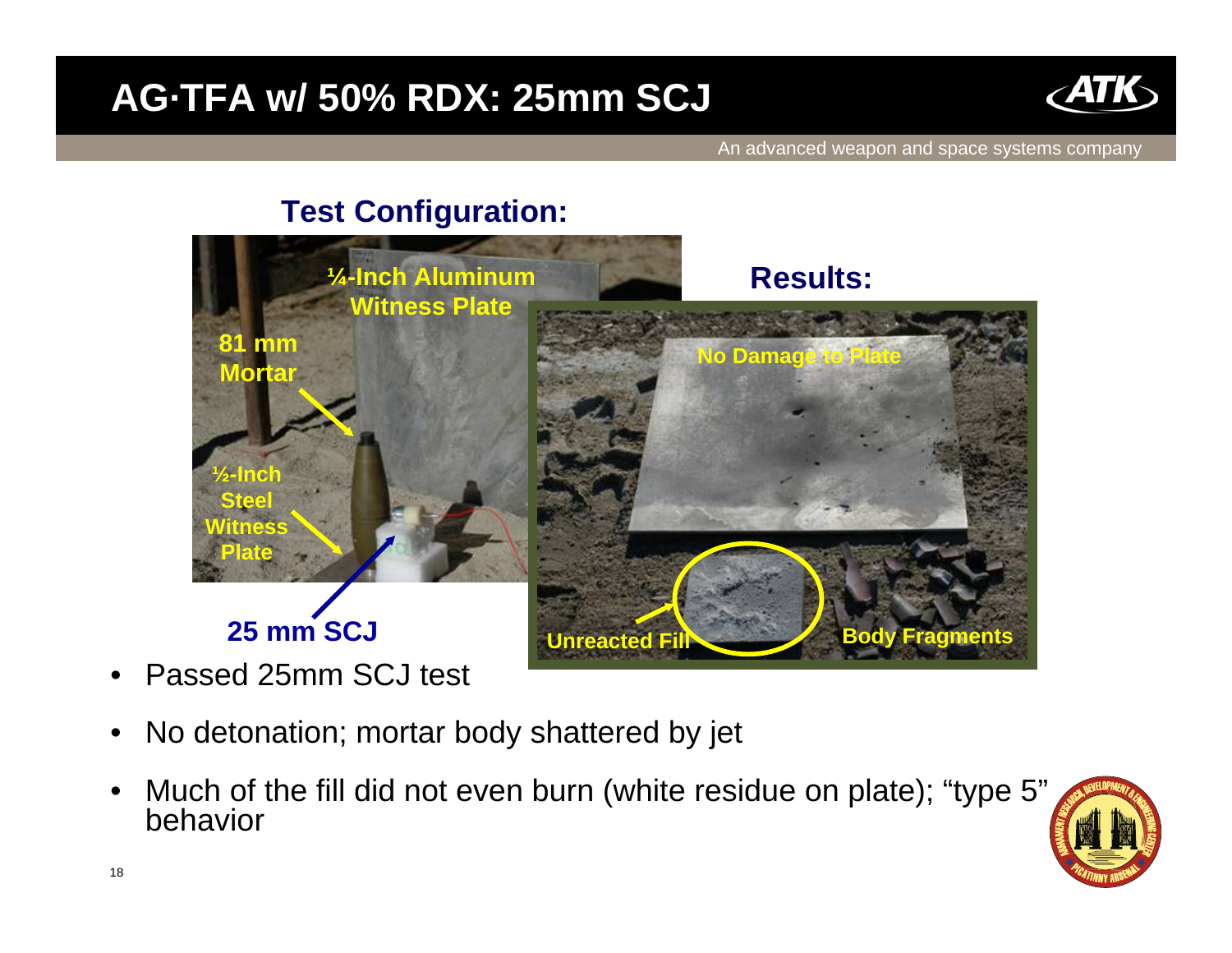# AG·TFA w/ 50% RDX: 25mm SCJ

An advanced weapon and space systems company

### Test Configuration:

¼-Inch Aluminum Witness Plate

81 mm Mortar

½-Inch Steel Witness Plate

25 mm SCJ

### Results:

No Damage to Plate

Unreacted Fill

Body Fragments

- Passed 25mm SCJ test
- No detonation; mortar body shattered by jet
- Much of the fill did not even burn (white residue on plate); "type 5" behavior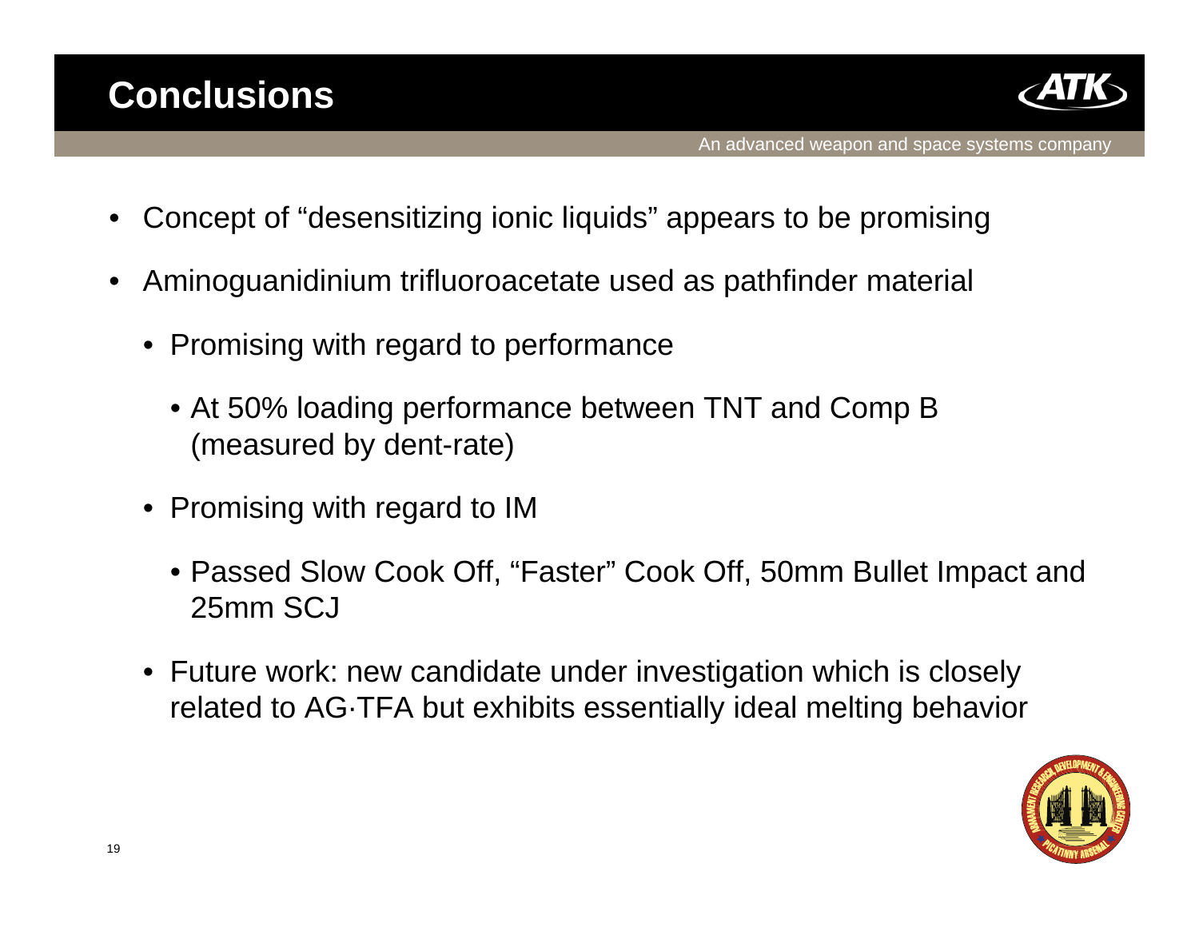# Conclusions

- Concept of "desensitizing ionic liquids" appears to be promising
- Aminoguanidinium trifluoroacetate used as pathfinder material
  - Promising with regard to performance
    - At 50% loading performance between TNT and Comp B (measured by dent-rate)
  - Promising with regard to IM
    - Passed Slow Cook Off, "Faster" Cook Off, 50mm Bullet Impact and 25mm SCJ
  - Future work: new candidate under investigation which is closely related to AG·TFA but exhibits essentially ideal melting behavior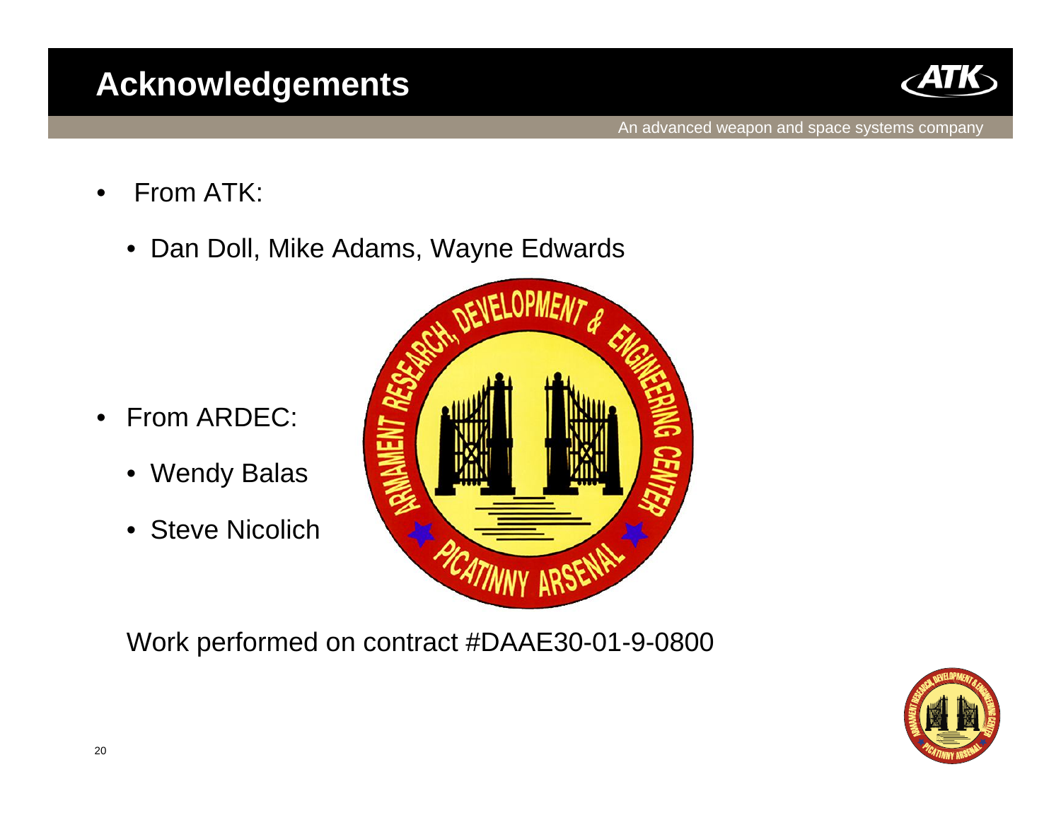# Acknowledgements

- From ATK:
  - Dan Doll, Mike Adams, Wayne Edwards

- From ARDEC:
  - Wendy Balas
  - Steve Nicolich

Work performed on contract #DAAE30-01-9-0800